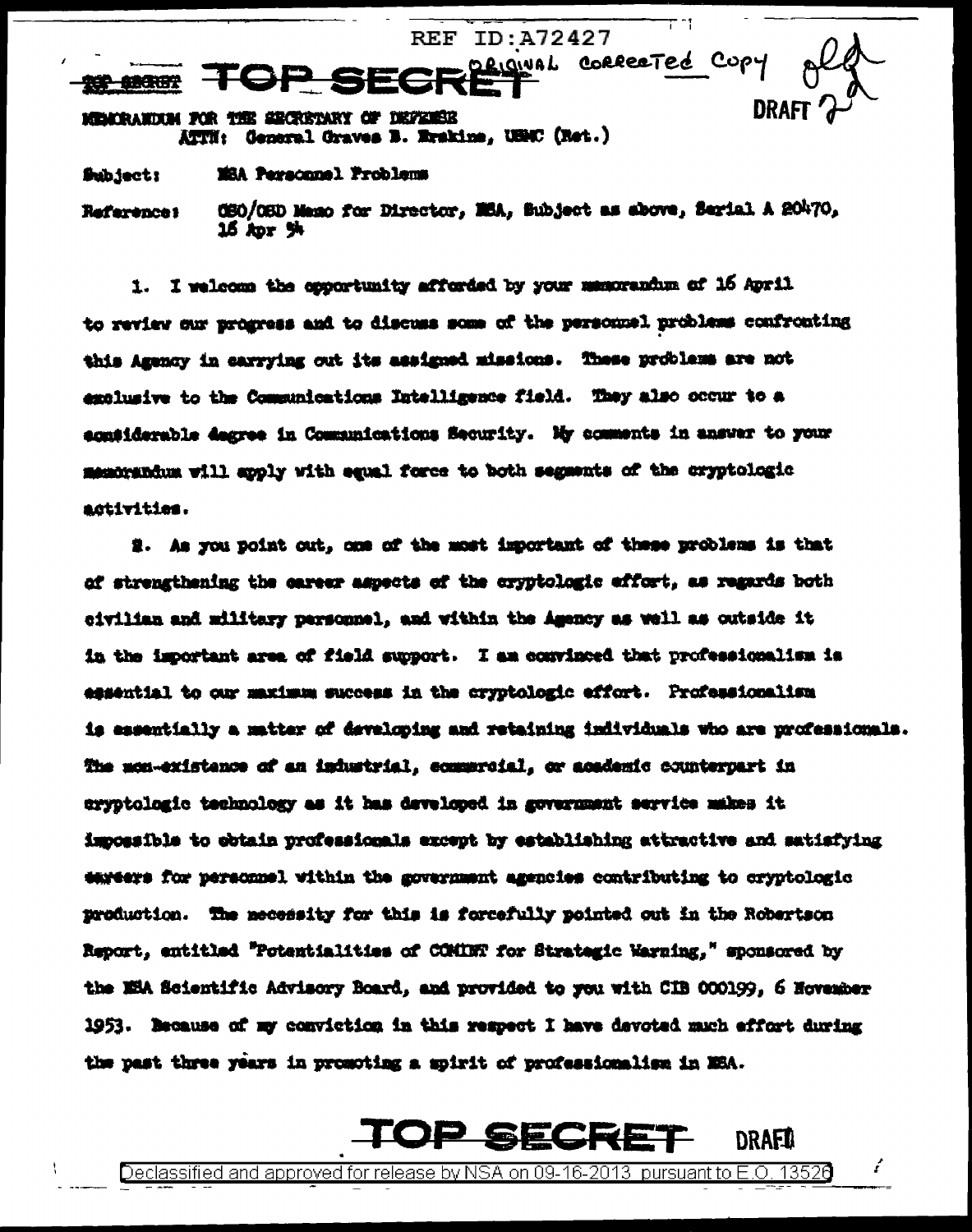REF ID:A72427

~~TOP SECRET~~ **TOP SECRET** ORIGINAL CORRECTED COPY

DRAFT 2

MEMORANDUM FOR THE SECRETARY OF DEFENSE
ATTN: General Graves B. Erskine, USMC (Ret.)

Subject: NSA Personnel Problems

Reference: OSO/OSD Memo for Director, NSA, Subject as above, Serial A 20470, 16 Apr 54

1. I welcome the opportunity afforded by your memorandum of 16 April to review our progress and to discuss some of the personnel problems confronting this Agency in carrying out its assigned missions. These problems are not exclusive to the Communications Intelligence field. They also occur to a considerable degree in Communications Security. My comments in answer to your memorandum will apply with equal force to both segments of the cryptologic activities.

2. As you point out, one of the most important of these problems is that of strengthening the career aspects of the cryptologic effort, as regards both civilian and military personnel, and within the Agency as well as outside it in the important area of field support. I am convinced that professionalism is essential to our maximum success in the cryptologic effort. Professionalism is essentially a matter of developing and retaining individuals who are professionals. The non-existence of an industrial, commercial, or academic counterpart in cryptologic technology as it has developed in government service makes it impossible to obtain professionals except by establishing attractive and satisfying careers for personnel within the government agencies contributing to cryptologic production. The necessity for this is forcefully pointed out in the Robertson Report, entitled "Potentialities of COMINT for Strategic Warning," sponsored by the NSA Scientific Advisory Board, and provided to you with CIB 000199, 6 November 1953. Because of my conviction in this respect I have devoted much effort during the past three years in promoting a spirit of professionalism in NSA.

**TOP SECRET** DRAFT

Declassified and approved for release by NSA on 09-16-2013 pursuant to E.O. 13526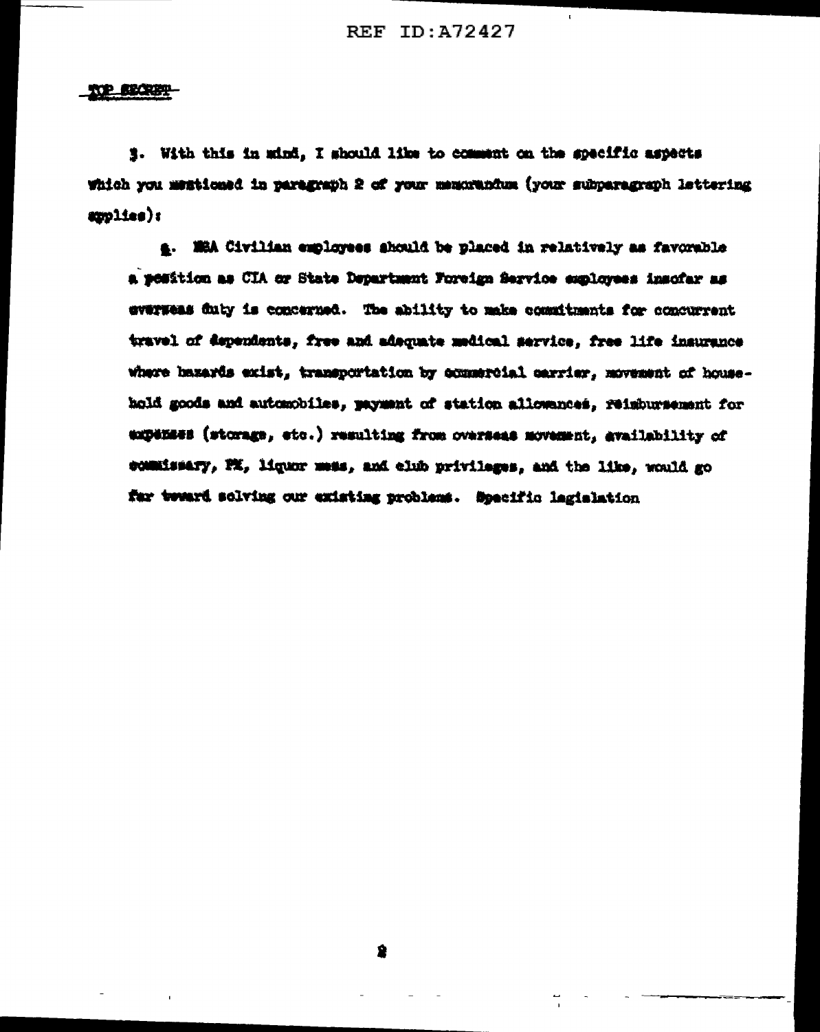TOP SECRET

3. With this in mind, I should like to comment on the specific aspects which you mentioned in paragraph 2 of your memorandum (your subparagraph lettering applies):

a. NSA Civilian employees should be placed in relatively as favorable a position as CIA or State Department Foreign Service employees insofar as overseas duty is concerned. The ability to make commitments for concurrent travel of dependents, free and adequate medical service, free life insurance where hazards exist, transportation by commercial carrier, movement of household goods and automobiles, payment of station allowances, reimbursement for expenses (storage, etc.) resulting from overseas movement, availability of commissary, PX, liquor mess, and club privileges, and the like, would go far toward solving our existing problems. Specific legislation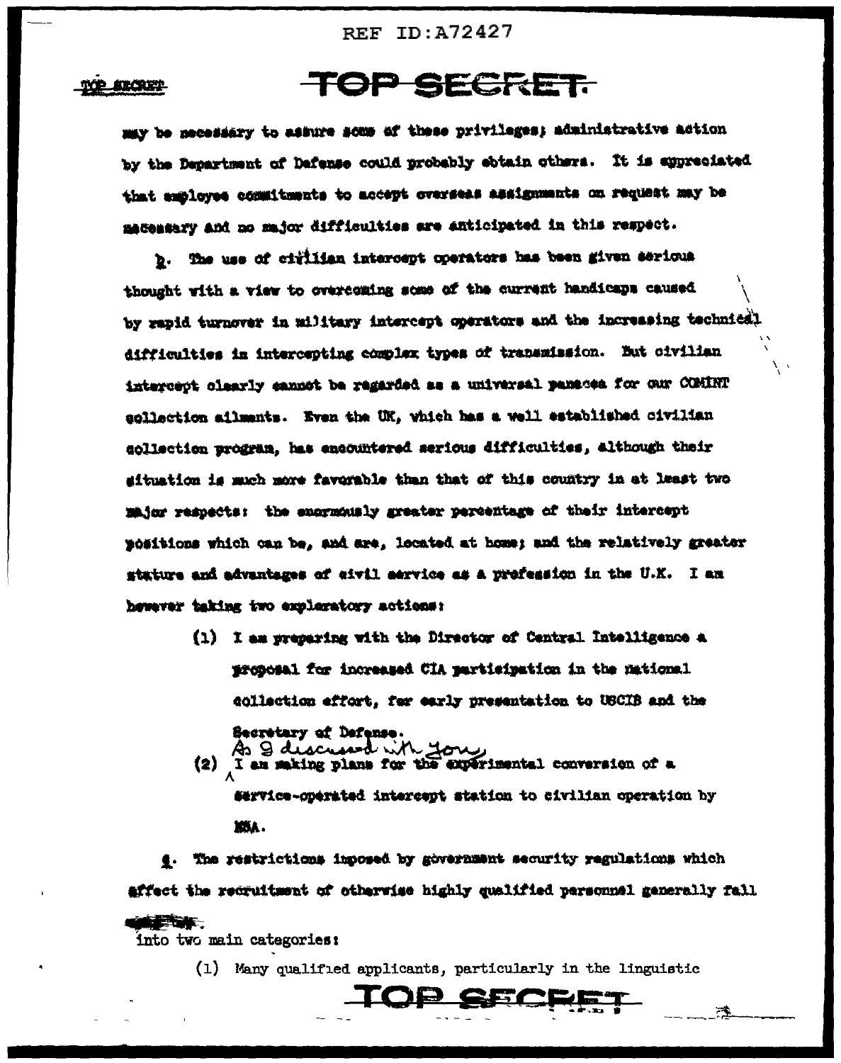may be necessary to assure some of these privileges; administrative action by the Department of Defense could probably obtain others. It is appreciated that employee commitments to accept overseas assignments on request may be necessary and no major difficulties are anticipated in this respect.

b. The use of civilian intercept operators has been given serious thought with a view to overcoming some of the current handicaps caused by rapid turnover in military intercept operators and the increasing technical difficulties in intercepting complex types of transmission. But civilian intercept clearly cannot be regarded as a universal panacea for our COMINT collection ailments. Even the UK, which has a well established civilian collection program, has encountered serious difficulties, although their situation is much more favorable than that of this country in at least two major respects: the enormously greater percentage of their intercept positions which can be, and are, located at home; and the relatively greater stature and advantages of civil service as a profession in the U.K. I am however taking two exploratory actions:

(1) I am preparing with the Director of Central Intelligence a proposal for increased CIA participation in the national collection effort, for early presentation to USCIB and the Secretary of Defense.

(2) As I discussed with you I am making plans for the experimental conversion of a service-operated intercept station to civilian operation by NSA.

4. The restrictions imposed by government security regulations which affect the recruitment of otherwise highly qualified personnel generally fall into two main categories:

(1) Many qualified applicants, particularly in the linguistic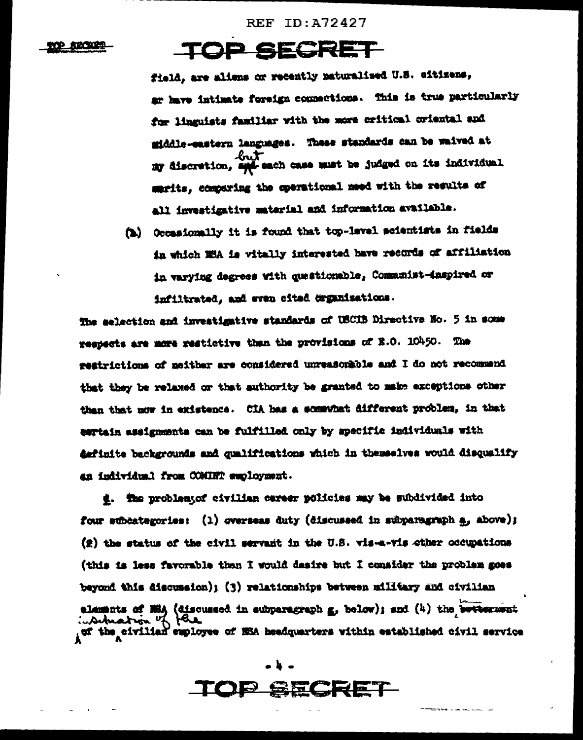field, are aliens or recently naturalized U.S. citizens, or have intimate foreign connections. This is true particularly for linguists familiar with the more critical oriental and middle-eastern languages. These standards can be waived at my discretion, but each case must be judged on its individual merits, comparing the operational need with the results of all investigative material and information available.

(b) Occasionally it is found that top-level scientists in fields in which NSA is vitally interested have records of affiliation in varying degrees with questionable, Communist-inspired or infiltrated, and even cited organizations.

The selection and investigative standards of USCIB Directive No. 5 in some respects are more restrictive than the provisions of E.O. 10450. The restrictions of neither are considered unreasonable and I do not recommend that they be relaxed or that authority be granted to make exceptions other than that now in existence. CIA has a somewhat different problem, in that certain assignments can be fulfilled only by specific individuals with definite backgrounds and qualifications which in themselves would disqualify an individual from COMINT employment.

f. The problems of civilian career policies may be subdivided into four subcategories: (1) overseas duty (discussed in subparagraph a, above); (2) the status of the civil servant in the U.S. vis-a-vis other occupations (this is less favorable than I would desire but I consider the problem goes beyond this discussion); (3) relationships between military and civilian elements of NSA (discussed in subparagraph g, below); and (4) the situation of the civilian employee of NSA headquarters within established civil service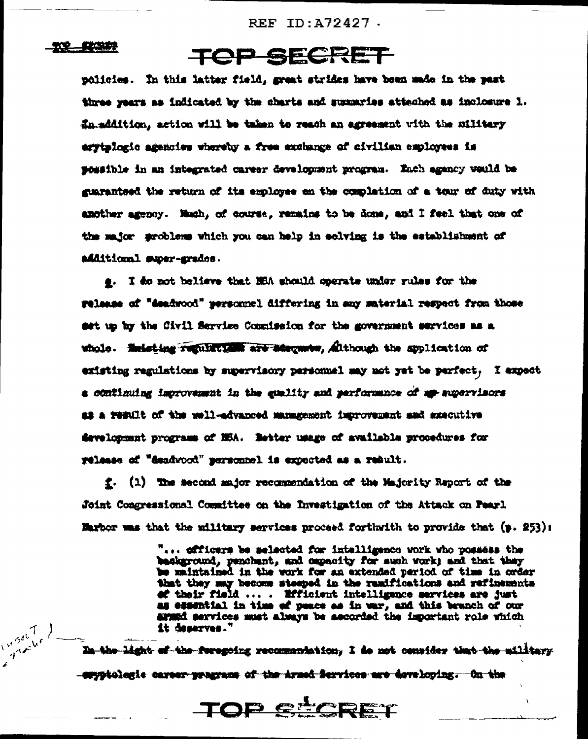TOP SECRET

policies. In this latter field, great strides have been made in the past three years as indicated by the charts and summaries attached as inclosure 1. In addition, action will be taken to reach an agreement with the military cryptologic agencies whereby a free exchange of civilian employees is possible in an integrated career development program. Each agency would be guaranteed the return of its employee on the completion of a tour of duty with another agency. Much, of course, remains to be done, and I feel that one of the major problems which you can help in solving is the establishment of additional super-grades.

e. I do not believe that NSA should operate under rules for the release of "deadwood" personnel differing in any material respect from those set up by the Civil Service Commission for the government services as a whole. ~~Existing regulations are adequate,~~ Although the application of existing regulations by supervisory personnel may not yet be perfect, I expect a continuing improvement in the quality and performance of ~~my~~ supervisors as a result of the well-advanced management improvement and executive development programs of NSA. Better usage of available procedures for release of "deadwood" personnel is expected as a result.

f. (1) The second major recommendation of the Majority Report of the Joint Congressional Committee on the Investigation of the Attack on Pearl Harbor was that the military services proceed forthwith to provide that (p. 253):

> "... officers be selected for intelligence work who possess the background, penchant, and capacity for such work; and that they be maintained in the work for an extended period of time in order that they may become steeped in the ramifications and refinements of their field ... . Efficient intelligence services are just as essential in time of peace as in war, and this branch of our armed services must always be accorded the important role which it deserves."

~~In the light of the foregoing recommendation, I do not consider that the military cryptologic career programs of the Armed Services are developing. On the~~

TOP SECRET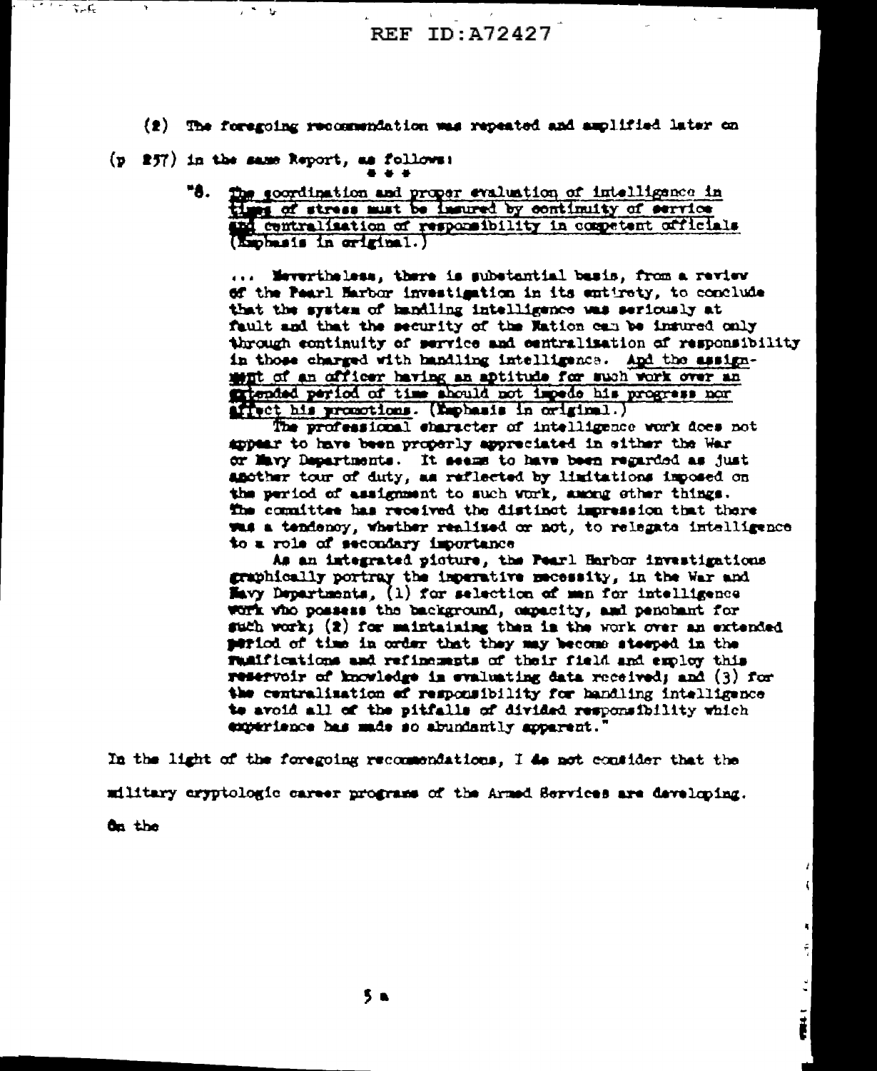(2) The foregoing recommendation was repeated and amplified later on (p 257) in the same Report, as follows:

\* \* \*

> "8. <u>The coordination and proper evaluation of intelligence in times of stress must be insured by continuity of service and centralization of responsibility in competent officials</u> (Emphasis in original.)
>
> ... Nevertheless, there is substantial basis, from a review of the Pearl Harbor investigation in its entirety, to conclude that the system of handling intelligence was seriously at fault and that the security of the Nation can be insured only through continuity of service and centralization of responsibility in those charged with handling intelligence. <u>And the assignment of an officer having an aptitude for such work over an extended period of time should not impede his progress nor affect his promotions</u>. (Emphasis in original.)
>
> The professional character of intelligence work does not appear to have been properly appreciated in either the War or Navy Departments. It seems to have been regarded as just another tour of duty, as reflected by limitations imposed on the period of assignment to such work, among other things. The committee has received the distinct impression that there was a tendency, whether realized or not, to relegate intelligence to a role of secondary importance
>
> As an integrated picture, the Pearl Harbor investigations graphically portray the imperative necessity, in the War and Navy Departments, (1) for selection of men for intelligence work who possess the background, capacity, and penchant for such work; (2) for maintaining them in the work over an extended period of time in order that they may become steeped in the ramifications and refinements of their field and employ this reservoir of knowledge in evaluating data received; and (3) for the centralization of responsibility for handling intelligence to avoid all of the pitfalls of divided responsibility which experience has made so abundantly apparent."

In the light of the foregoing recommendations, I do not consider that the military cryptologic career programs of the Armed Services are developing. On the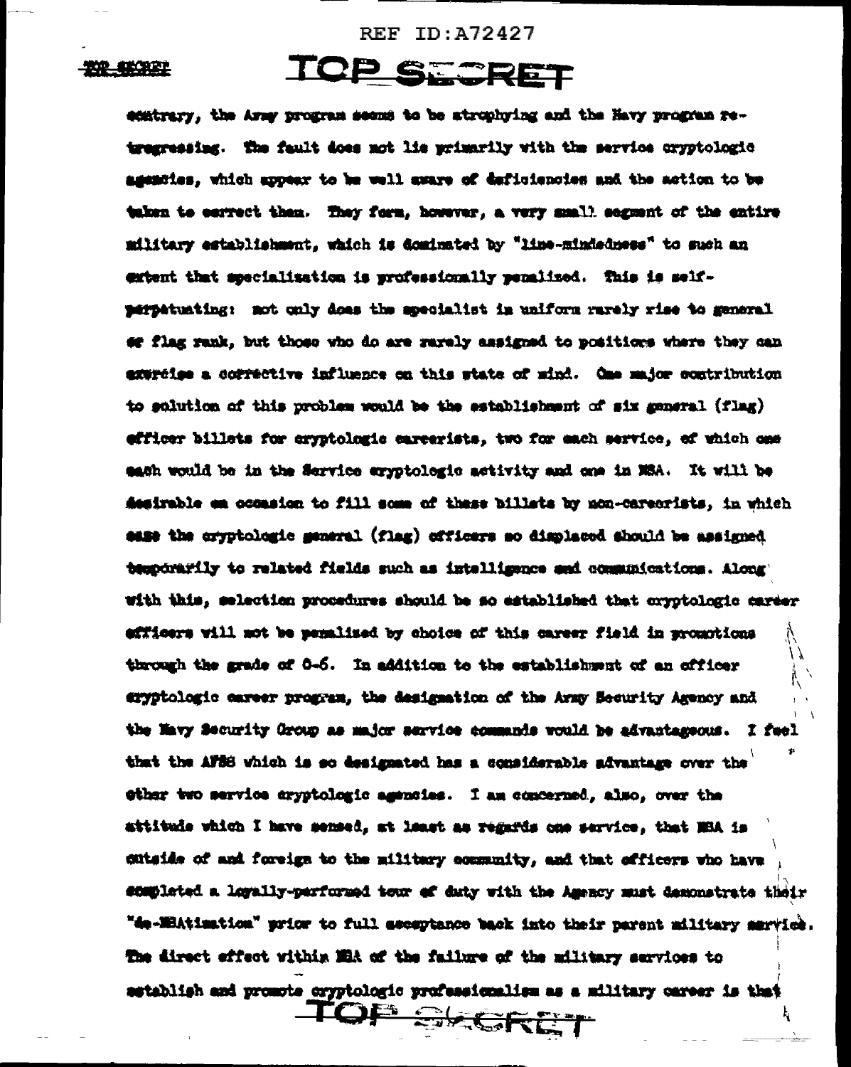contrary, the Army program seems to be atrophying and the Navy program retrogressing. The fault does not lie primarily with the service cryptologic agencies, which appear to be well aware of deficiencies and the action to be taken to correct them. They form, however, a very small segment of the entire military establishment, which is dominated by "line-mindedness" to such an extent that specialization is professionally penalized. This is self-perpetuating: not only does the specialist in uniform rarely rise to general or flag rank, but those who do are rarely assigned to positions where they can exercise a corrective influence on this state of mind. One major contribution to solution of this problem would be the establishment of six general (flag) officer billets for cryptologic careerists, two for each service, of which one each would be in the Service cryptologic activity and one in NSA. It will be desirable on occasion to fill some of these billets by non-careerists, in which case the cryptologic general (flag) officers so displaced should be assigned temporarily to related fields such as intelligence and communications. Along with this, selection procedures should be so established that cryptologic career officers will not be penalized by choice of this career field in promotions through the grade of O-6. In addition to the establishment of an officer cryptologic career program, the designation of the Army Security Agency and the Navy Security Group as major service commands would be advantageous. I feel that the AFSS which is so designated has a considerable advantage over the other two service cryptologic agencies. I am concerned, also, over the attitude which I have sensed, at least as regards one service, that NSA is outside of and foreign to the military community, and that officers who have completed a loyally-performed tour of duty with the Agency must demonstrate their "de-NSAtization" prior to full acceptance back into their parent military service. The direct effect within NSA of the failure of the military services to establish and promote cryptologic professionalism as a military career is that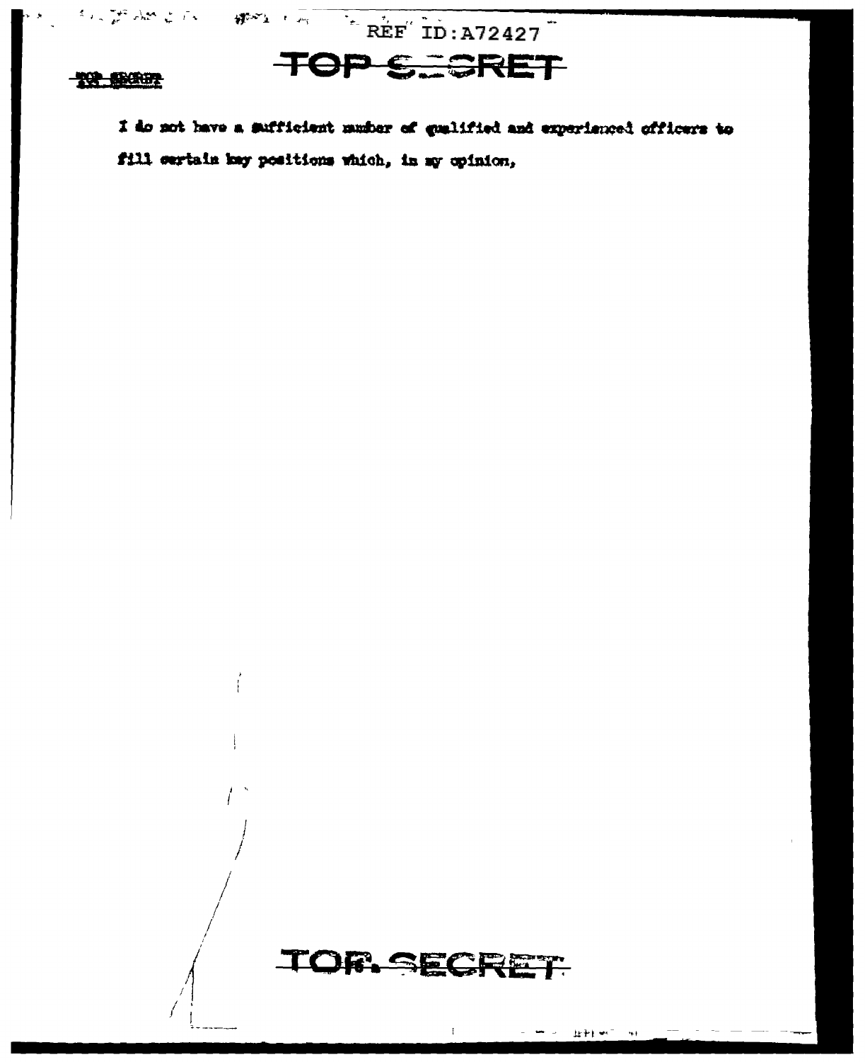I do not have a sufficient number of qualified and experienced officers to fill certain key positions which, in my opinion,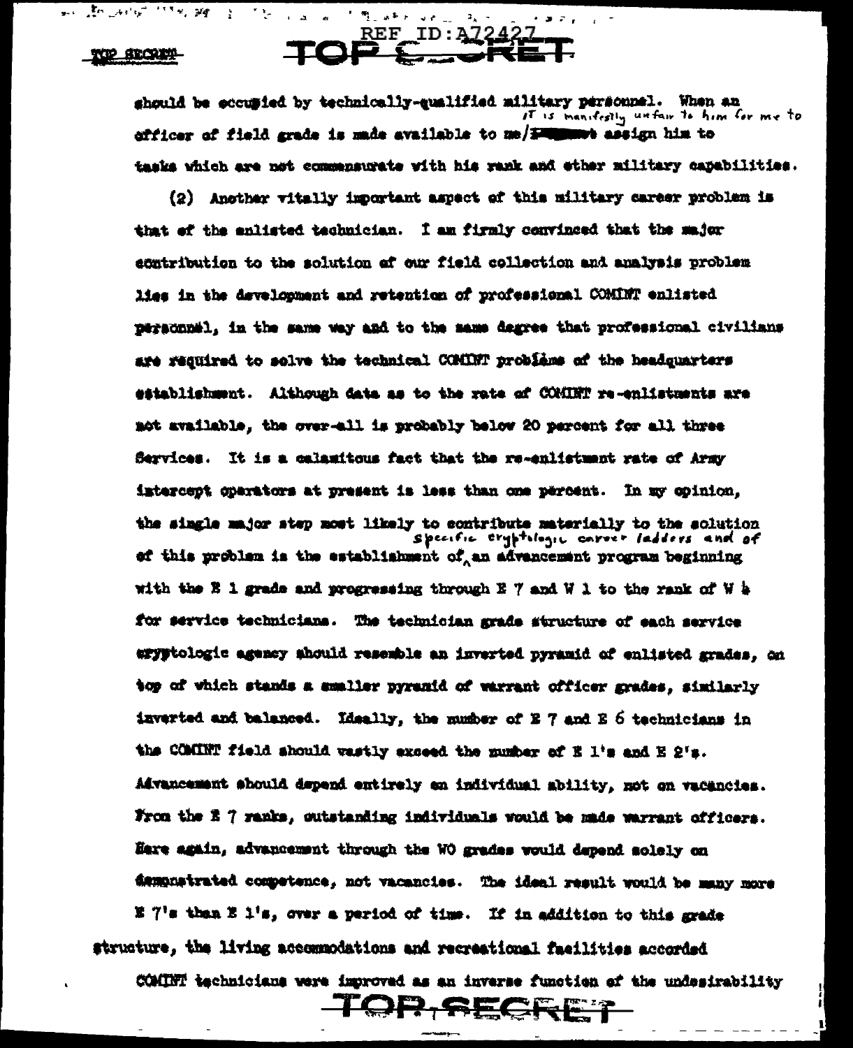should be occupied by technically-qualified military personnel. When an officer of field grade is made available to me/it is manifestly unfair to him for me to assign him to tasks which are not commensurate with his rank and other military capabilities.

(2) Another vitally important aspect of this military career problem is that of the enlisted technician. I am firmly convinced that the major contribution to the solution of our field collection and analysis problem lies in the development and retention of professional COMINT enlisted personnel, in the same way and to the same degree that professional civilians are required to solve the technical COMINT problems of the headquarters establishment. Although data as to the rate of COMINT re-enlistments are not available, the over-all is probably below 20 percent for all three Services. It is a calamitous fact that the re-enlistment rate of Army intercept operators at present is less than one percent. In my opinion, the single major step most likely to contribute materially to the solution of this problem is the establishment of specific cryptologic career ladders and of an advancement program beginning with the E 1 grade and progressing through E 7 and W 1 to the rank of W 4 for service technicians. The technician grade structure of each service cryptologic agency should resemble an inverted pyramid of enlisted grades, on top of which stands a smaller pyramid of warrant officer grades, similarly inverted and balanced. Ideally, the number of E 7 and E 6 technicians in the COMINT field should vastly exceed the number of E 1's and E 2's. Advancement should depend entirely on individual ability, not on vacancies. From the E 7 ranks, outstanding individuals would be made warrant officers. Here again, advancement through the WO grades would depend solely on demonstrated competence, not vacancies. The ideal result would be many more E 7's than E 1's, over a period of time. If in addition to this grade structure, the living accommodations and recreational facilities accorded COMINT technicians were improved as an inverse function of the undesirability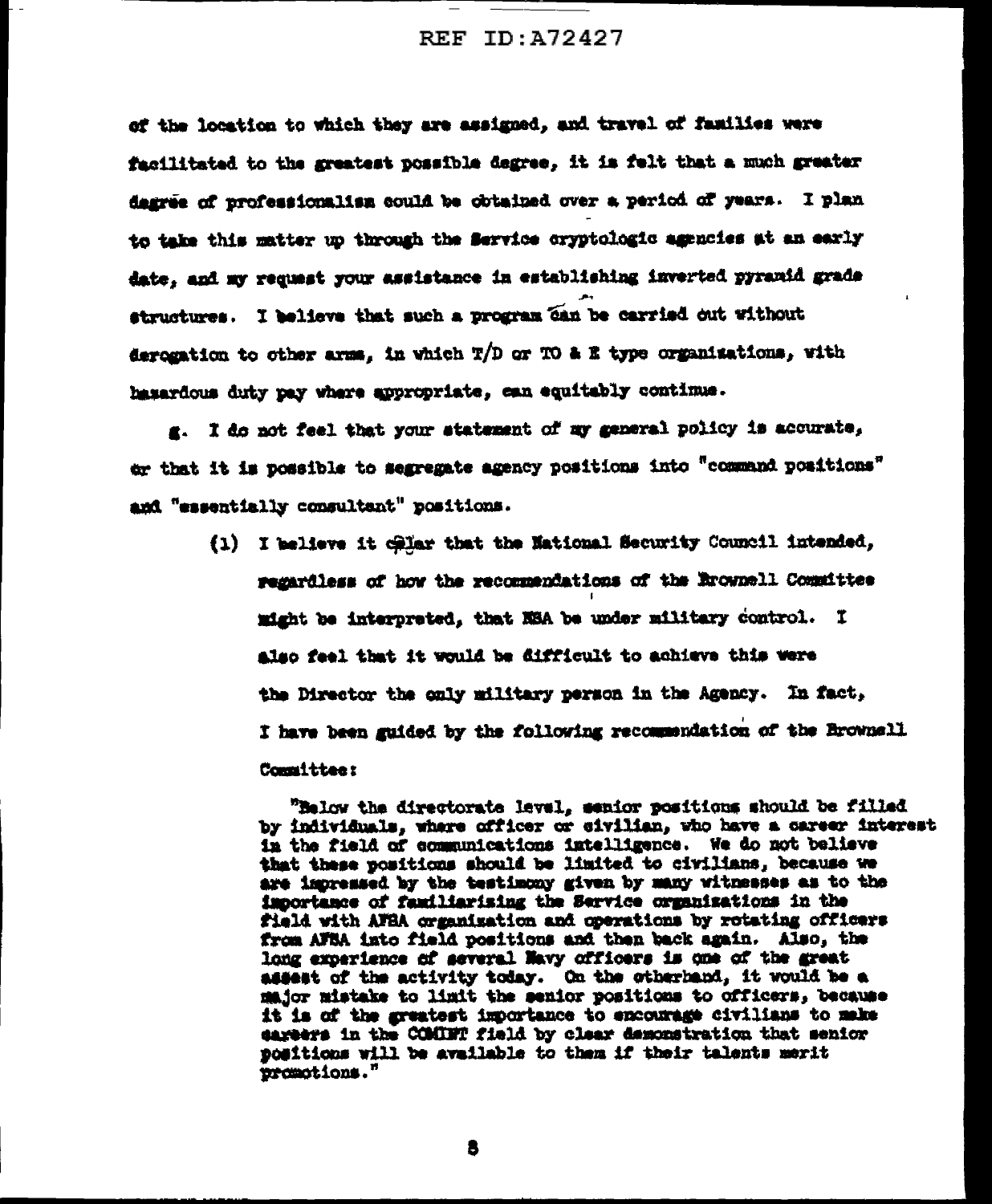of the location to which they are assigned, and travel of families were facilitated to the greatest possible degree, it is felt that a much greater degree of professionalism could be obtained over a period of years. I plan to take this matter up through the Service cryptologic agencies at an early date, and my request your assistance in establishing inverted pyramid grade structures. I believe that such a program can be carried out without derogation to other arms, in which T/D or TO & E type organizations, with hazardous duty pay where appropriate, can equitably continue.

g. I do not feel that your statement of my general policy is accurate, or that it is possible to segregate agency positions into "command positions" and "essentially consultant" positions.

(1) I believe it clear that the National Security Council intended, regardless of how the recommendations of the Brownell Committee might be interpreted, that NSA be under military control. I also feel that it would be difficult to achieve this were the Director the only military person in the Agency. In fact, I have been guided by the following recommendation of the Brownell Committee:

"Below the directorate level, senior positions should be filled by individuals, where officer or civilian, who have a career interest in the field of communications intelligence. We do not believe that these positions should be limited to civilians, because we are impressed by the testimony given by many witnesses as to the importance of familiarizing the Service organizations in the field with AFSA organization and operations by rotating officers from AFSA into field positions and then back again. Also, the long experience of several Navy officers is one of the great assest of the activity today. On the otherhand, it would be a major mistake to limit the senior positions to officers, because it is of the greatest importance to encourage civilians to make careers in the COMINT field by clear demonstration that senior positions will be available to them if their talents merit promotions."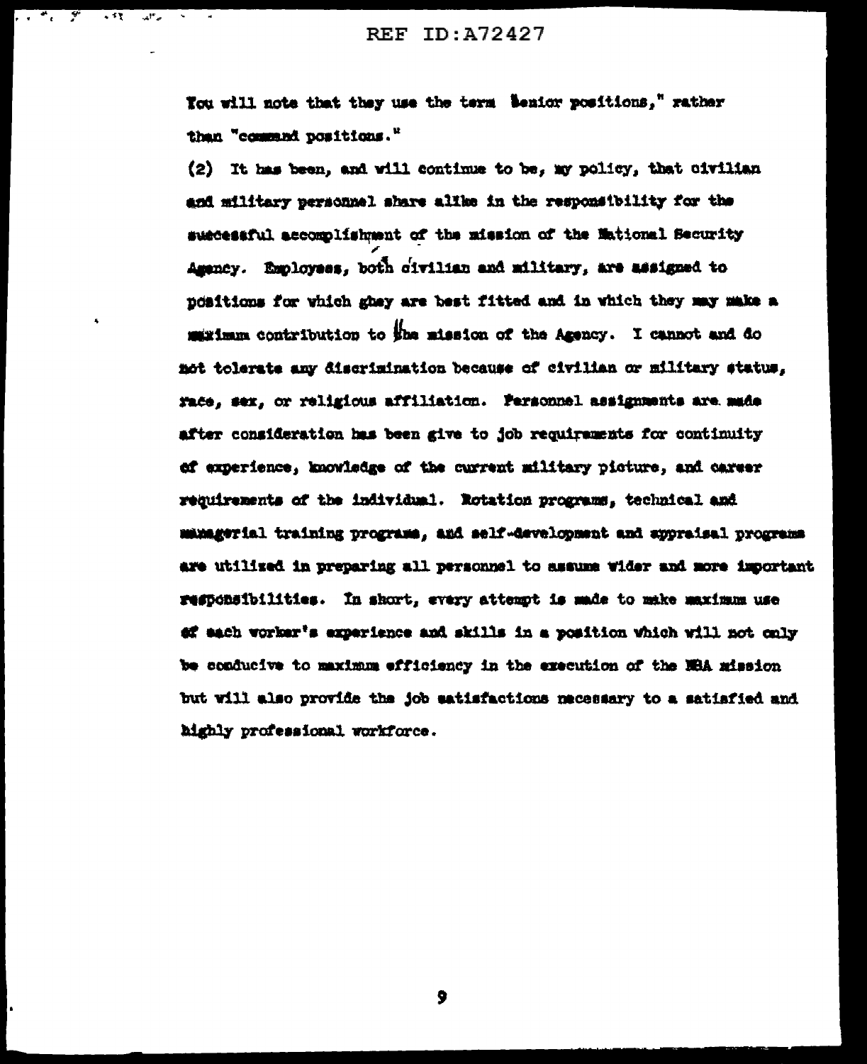You will note that they use the term "Senior positions," rather than "command positions."

(2) It has been, and will continue to be, my policy, that civilian and military personnel share alike in the responsibility for the successful accomplishment of the mission of the National Security Agency. Employees, both civilian and military, are assigned to positions for which ghey are best fitted and in which they may make a maximum contribution to the mission of the Agency. I cannot and do not tolerate any discrimination because of civilian or military status, race, sex, or religious affiliation. Personnel assignments are made after consideration has been give to job requirements for continuity of experience, knowledge of the current military picture, and career requirements of the individual. Rotation programs, technical and managerial training programs, and self-development and appraisal programs are utilized in preparing all personnel to assume wider and more important responsibilities. In short, every attempt is made to make maximum use of each worker's experience and skills in a position which will not only be conducive to maximum efficiency in the execution of the NSA mission but will also provide the job satisfactions necessary to a satisfied and highly professional workforce.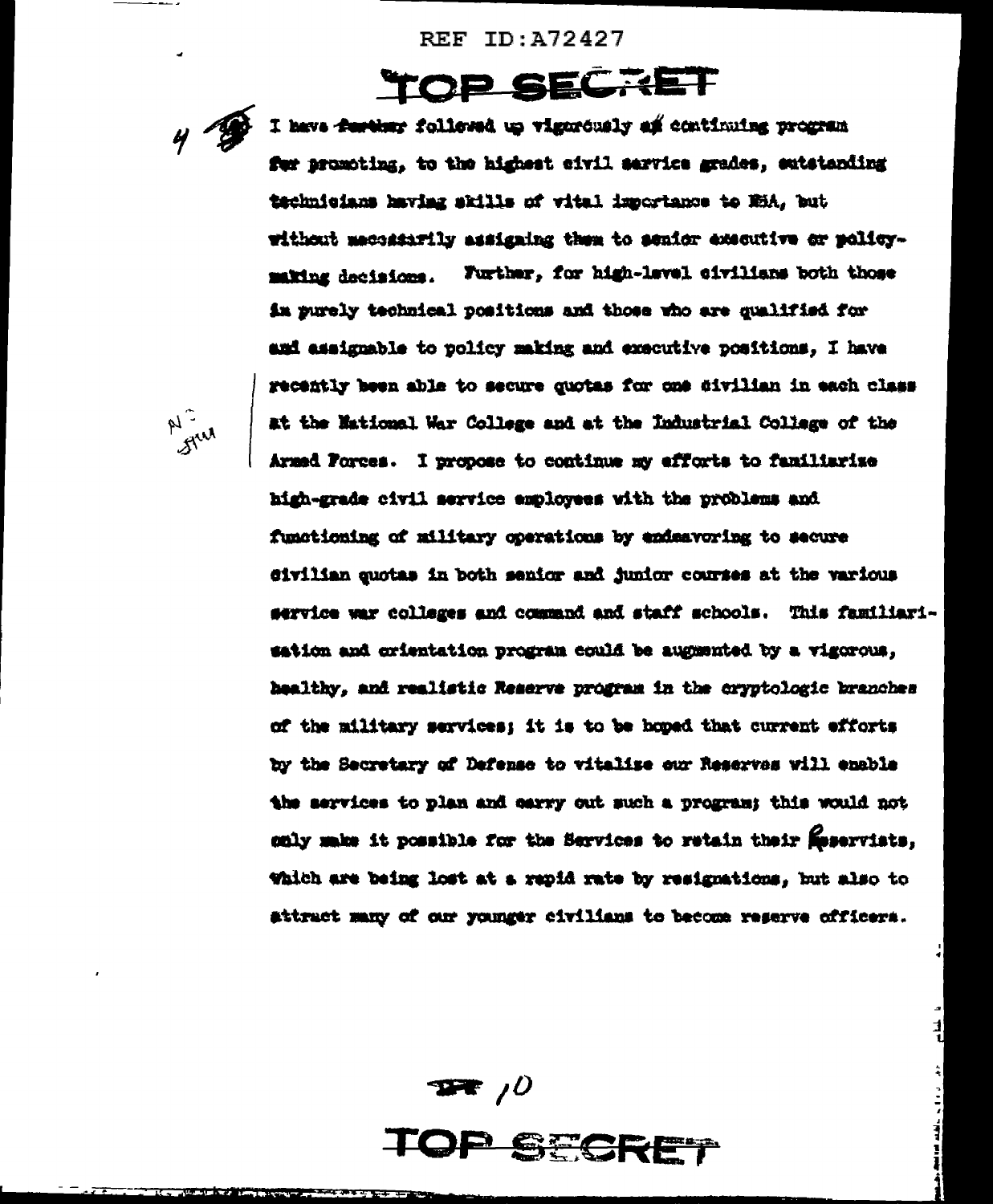REF ID:A72427

TOP SECRET

4. I have further followed up vigorously a continuing program for promoting, to the highest civil service grades, outstanding technicians having skills of vital importance to NSA, but without necessarily assigning them to senior executive or policy-making decisions. Further, for high-level civilians both those in purely technical positions and those who are qualified for and assignable to policy making and executive positions, I have recently been able to secure quotas for one civilian in each class at the National War College and at the Industrial College of the Armed Forces. I propose to continue my efforts to familiarize high-grade civil service employees with the problems and functioning of military operations by endeavoring to secure civilian quotas in both senior and junior courses at the various service war colleges and command and staff schools. This familiarization and orientation program could be augmented by a vigorous, healthy, and realistic Reserve program in the cryptologic branches of the military services; it is to be hoped that current efforts by the Secretary of Defense to vitalize our Reserves will enable the services to plan and carry out such a program; this would not only make it possible for the Services to retain their Reservists, which are being lost at a rapid rate by resignations, but also to attract many of our younger civilians to become reserve officers.

TOP SECRET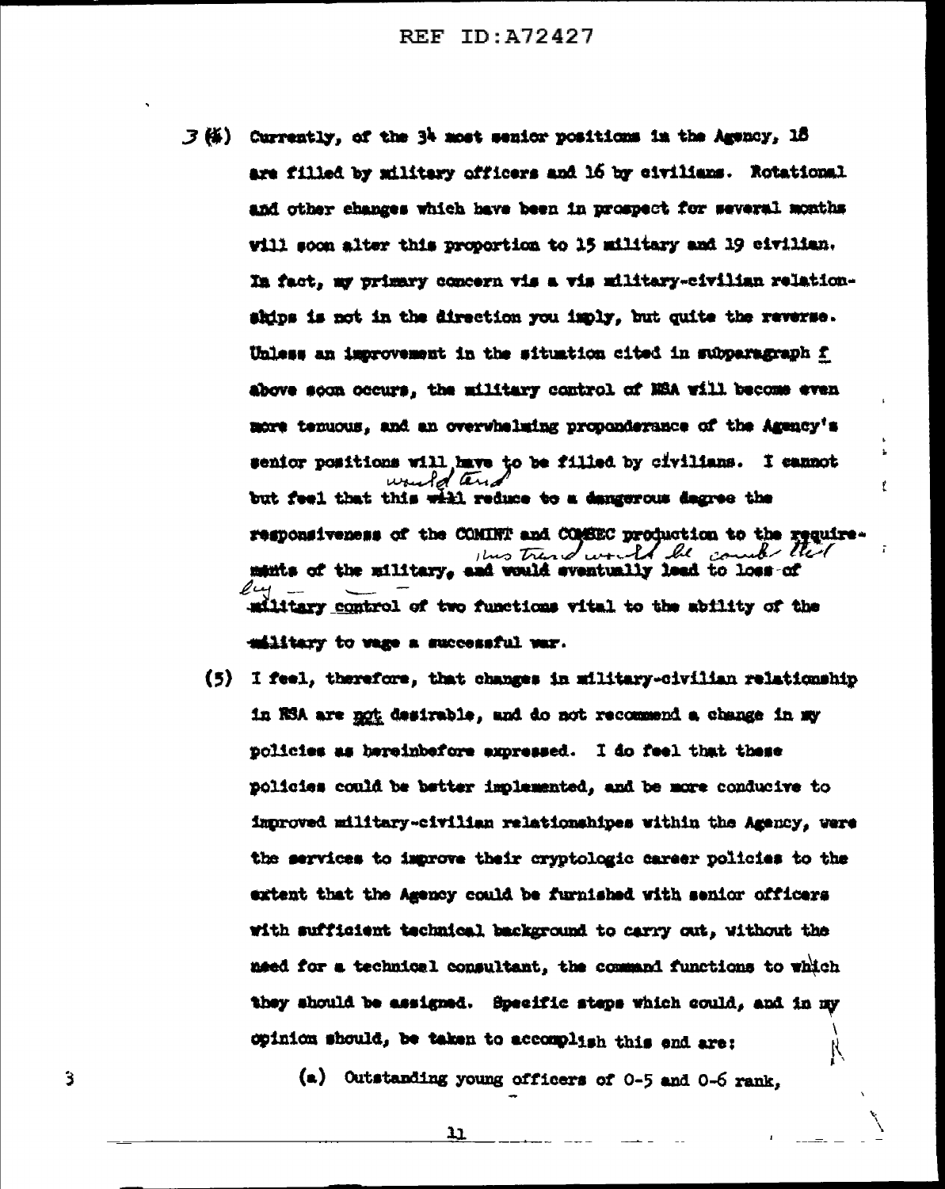3 (4) Currently, of the 34 most senior positions in the Agency, 18 are filled by military officers and 16 by civilians. Rotational and other changes which have been in prospect for several months will soon alter this proportion to 15 military and 19 civilian. In fact, my primary concern vis a vis military-civilian relationships is not in the direction you imply, but quite the reverse. Unless an improvement in the situation cited in subparagraph f above soon occurs, the military control of NSA will become even more tenuous, and an overwhelming preponderance of the Agency's senior positions will have to be filled by civilians. I cannot but feel that this ~~will~~ would tend reduce to a dangerous degree the responsiveness of the COMINT and COMSEC production to the requirements of the military, ~~and would eventually lead to loss of~~ this trend would be combatted by ~~military~~ control of two functions vital to the ability of the ~~military~~ to wage a successful war.

(5) I feel, therefore, that changes in military-civilian relationship in NSA are not desirable, and do not recommend a change in my policies as hereinbefore expressed. I do feel that these policies could be better implemented, and be more conducive to improved military-civilian relationshipes within the Agency, were the services to improve their cryptologic career policies to the extent that the Agency could be furnished with senior officers with sufficient technical background to carry out, without the need for a technical consultant, the command functions to which they should be assigned. Specific steps which could, and in my opinion should, be taken to accomplish this end are:

(a) Outstanding young officers of O-5 and O-6 rank,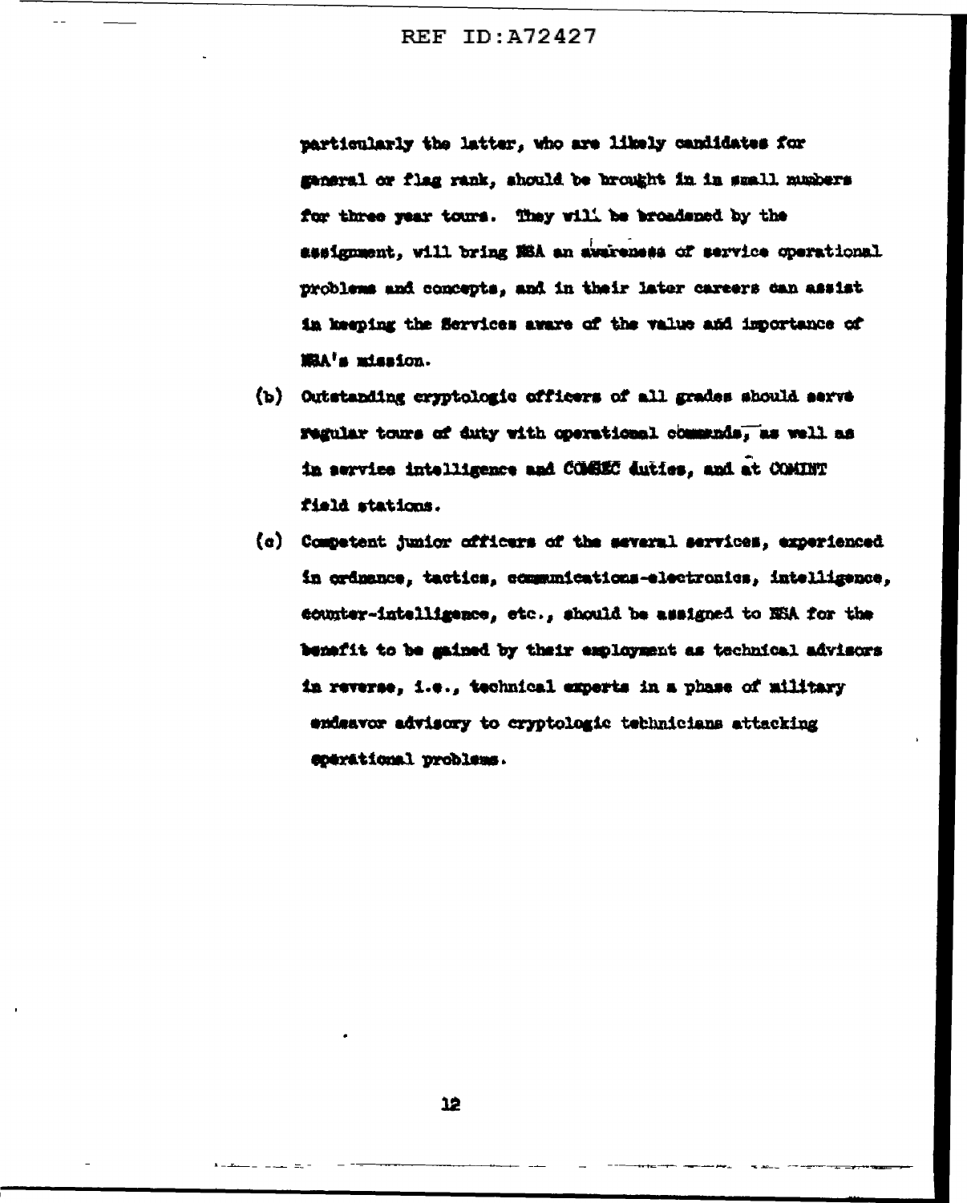particularly the latter, who are likely candidates for general or flag rank, should be brought in in small numbers for three year tours. They will be broadened by the assignment, will bring NSA an awareness of service operational problems and concepts, and in their later careers can assist in keeping the Services aware of the value and importance of NSA's mission.

(b) Outstanding cryptologic officers of all grades should serve regular tours of duty with operational commands, as well as in service intelligence and COMSEC duties, and at COMINT field stations.

(c) Competent junior officers of the several services, experienced in ordnance, tactics, communications-electronics, intelligence, counter-intelligence, etc., should be assigned to NSA for the benefit to be gained by their employment as technical advisors in reverse, i.e., technical experts in a phase of military endeavor advisory to cryptologic technicians attacking operational problems.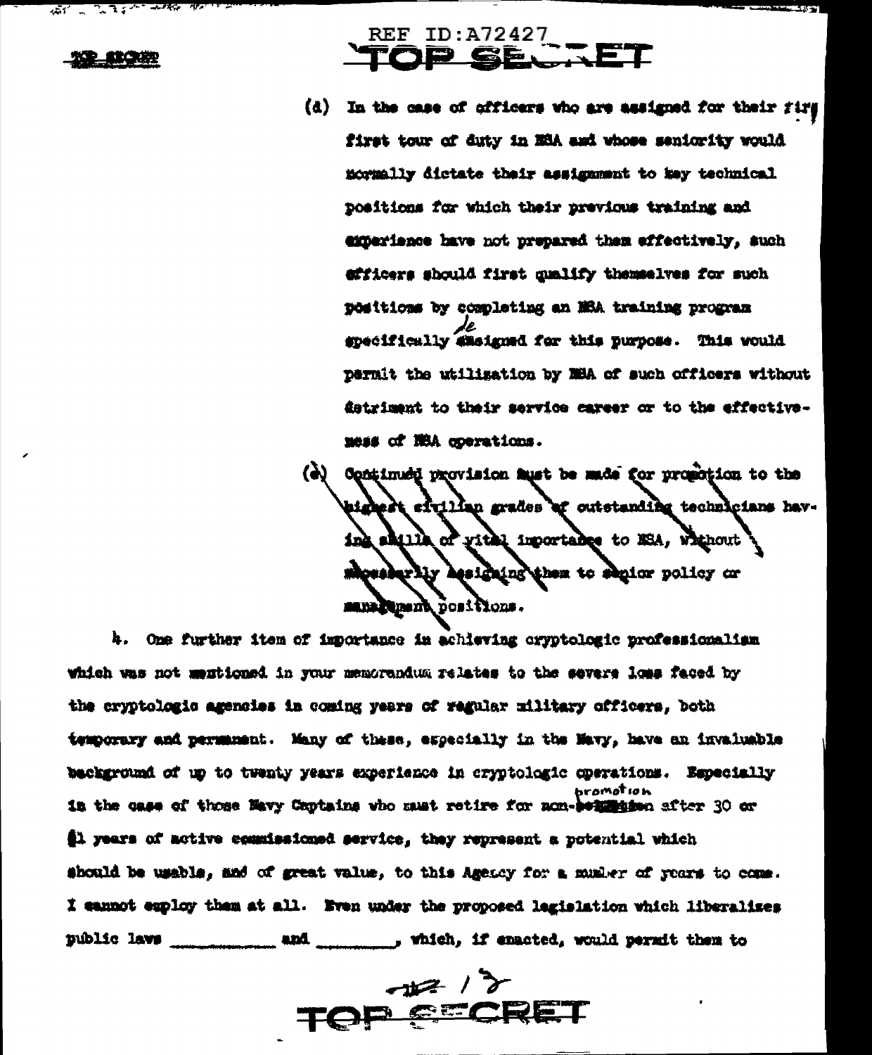(d) In the case of officers who are assigned for their fir first tour of duty in NSA and whose seniority would normally dictate their assignment to key technical positions for which their previous training and experience have not prepared them effectively, such officers should first qualify themselves for such positions by completing an NSA training program specifically designed for this purpose. This would permit the utilization by NSA of such officers without detriment to their service career or to the effectiveness of NSA operations.

(e) Continued provision must be made for promotion to the highest civilian grades of outstanding technicians having skills of vital importance to NSA, without necessarily assigning them to senior policy or management positions.

4. One further item of importance in achieving cryptologic professionalism which was not mentioned in your memorandum relates to the severe loss faced by the cryptologic agencies in coming years of regular military officers, both temporary and permanent. Many of these, especially in the Navy, have an invaluable background of up to twenty years experience in cryptologic operations. Especially in the case of those Navy Captains who must retire for non-promotion after 30 or 31 years of active commissioned service, they represent a potential which should be usable, and of great value, to this Agency for a number of years to come. I cannot employ them at all. Even under the proposed legislation which liberalizes public laws __________ and ________, which, if enacted, would permit them to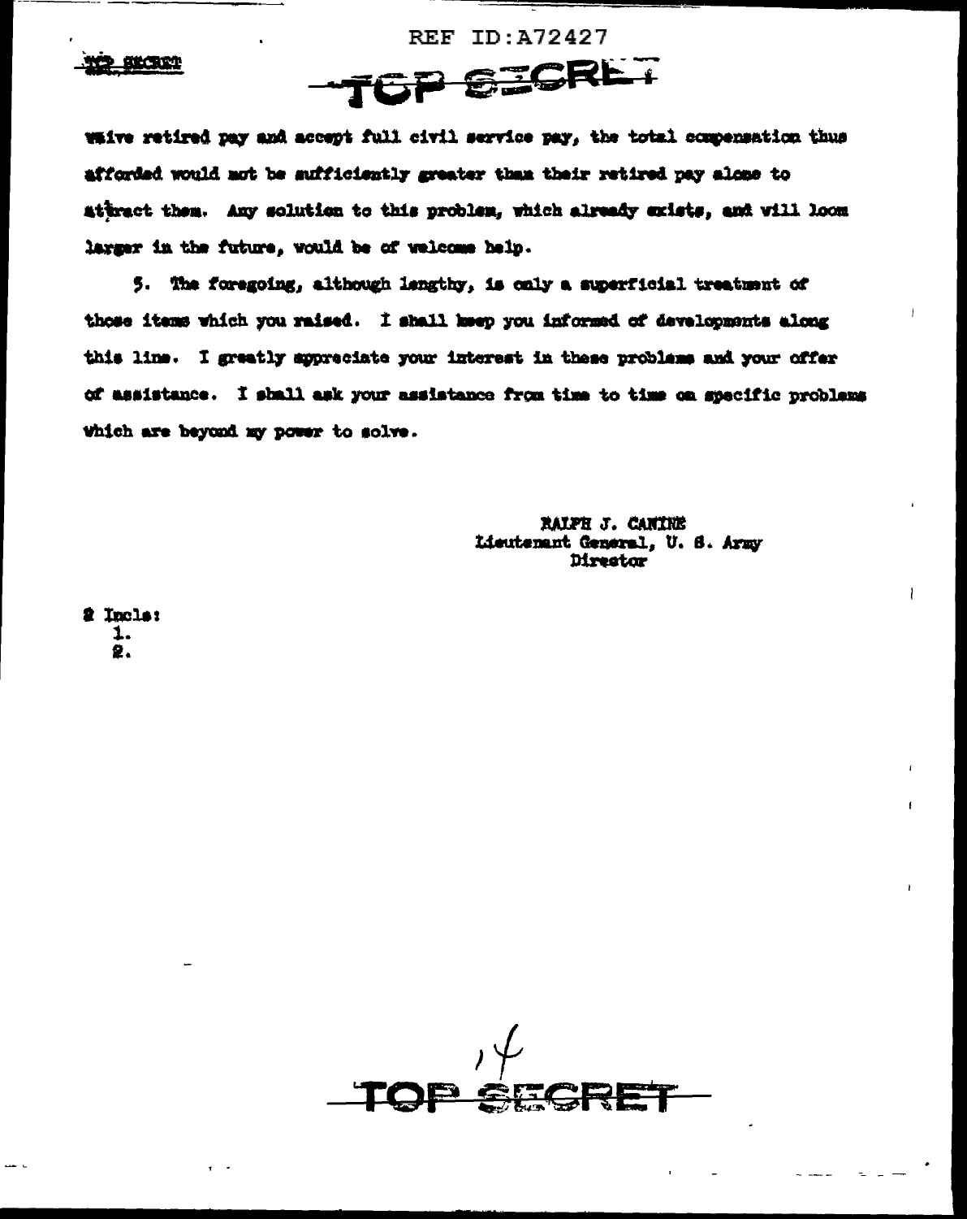waive retired pay and accept full civil service pay, the total compensation thus afforded would not be sufficiently greater than their retired pay alone to attract them. Any solution to this problem, which already exists, and will loom larger in the future, would be of welcome help.

5. The foregoing, although lengthy, is only a superficial treatment of those items which you raised. I shall keep you informed of developments along this line. I greatly appreciate your interest in these problems and your offer of assistance. I shall ask your assistance from time to time on specific problems which are beyond my power to solve.

RALPH J. CANINE
Lieutenant General, U. S. Army
Director

2 Incls:
1.
2.